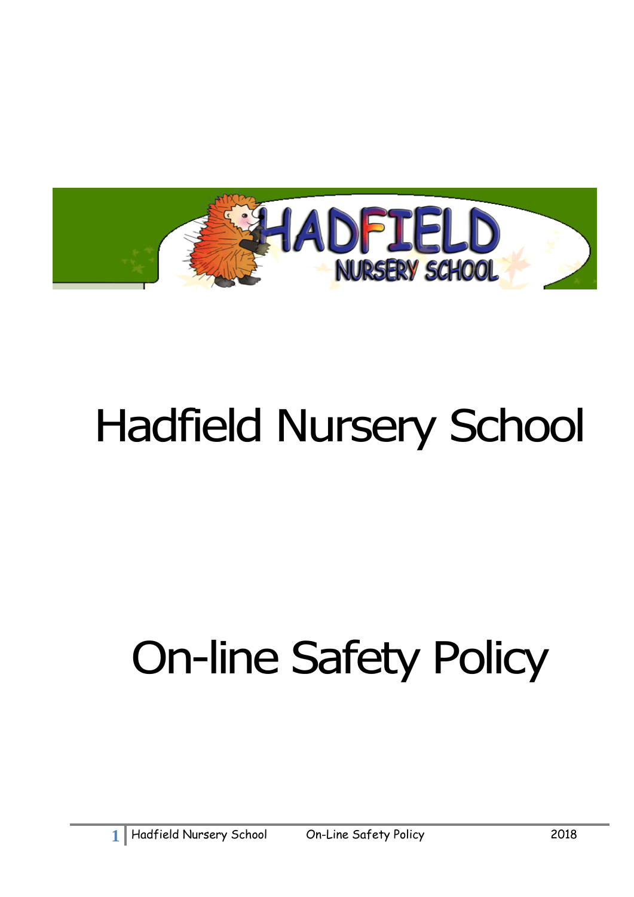# Hadfield Nursery School

# On-line Safety Policy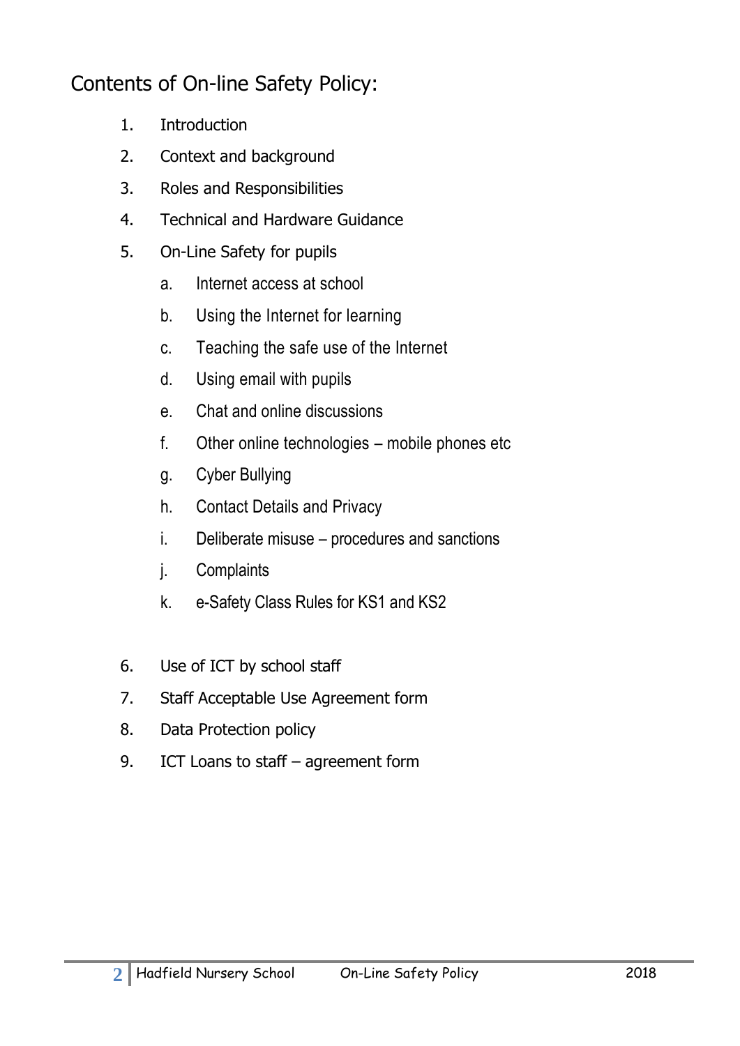## Contents of On-line Safety Policy:

1. Introduction
2. Context and background
3. Roles and Responsibilities
4. Technical and Hardware Guidance
5. On-Line Safety for pupils
    a. Internet access at school
    b. Using the Internet for learning
    c. Teaching the safe use of the Internet
    d. Using email with pupils
    e. Chat and online discussions
    f. Other online technologies – mobile phones etc
    g. Cyber Bullying
    h. Contact Details and Privacy
    i. Deliberate misuse – procedures and sanctions
    j. Complaints
    k. e-Safety Class Rules for KS1 and KS2
6. Use of ICT by school staff
7. Staff Acceptable Use Agreement form
8. Data Protection policy
9. ICT Loans to staff – agreement form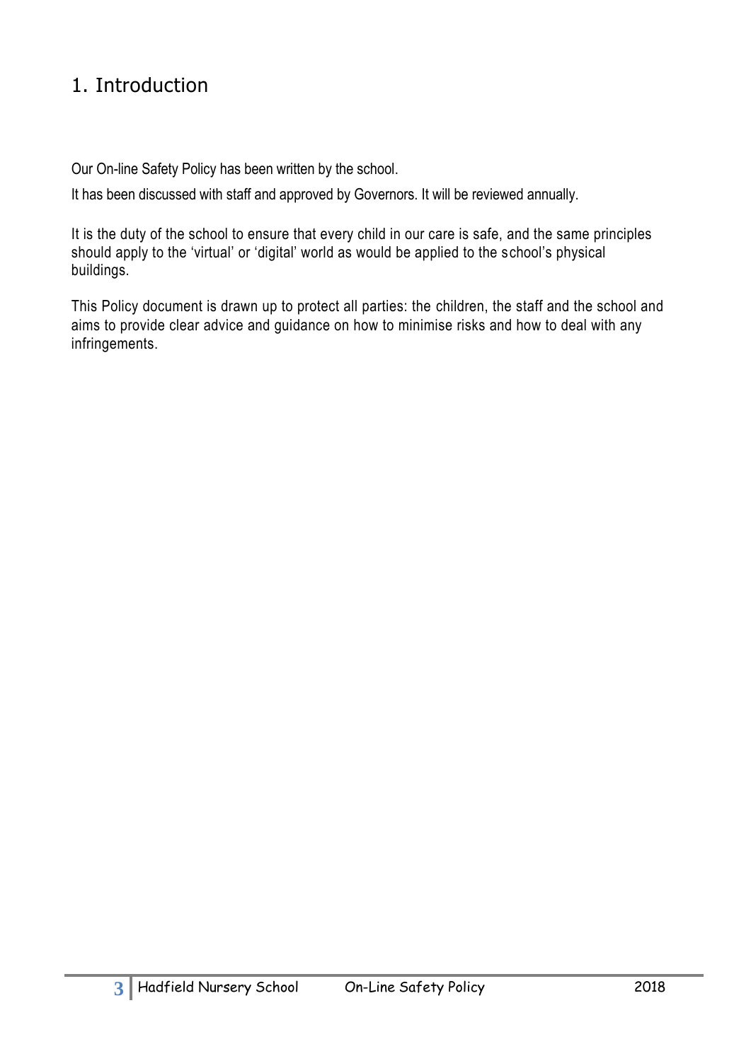# 1. Introduction

Our On-line Safety Policy has been written by the school.

It has been discussed with staff and approved by Governors. It will be reviewed annually.

It is the duty of the school to ensure that every child in our care is safe, and the same principles should apply to the 'virtual' or 'digital' world as would be applied to the school's physical buildings.

This Policy document is drawn up to protect all parties: the children, the staff and the school and aims to provide clear advice and guidance on how to minimise risks and how to deal with any infringements.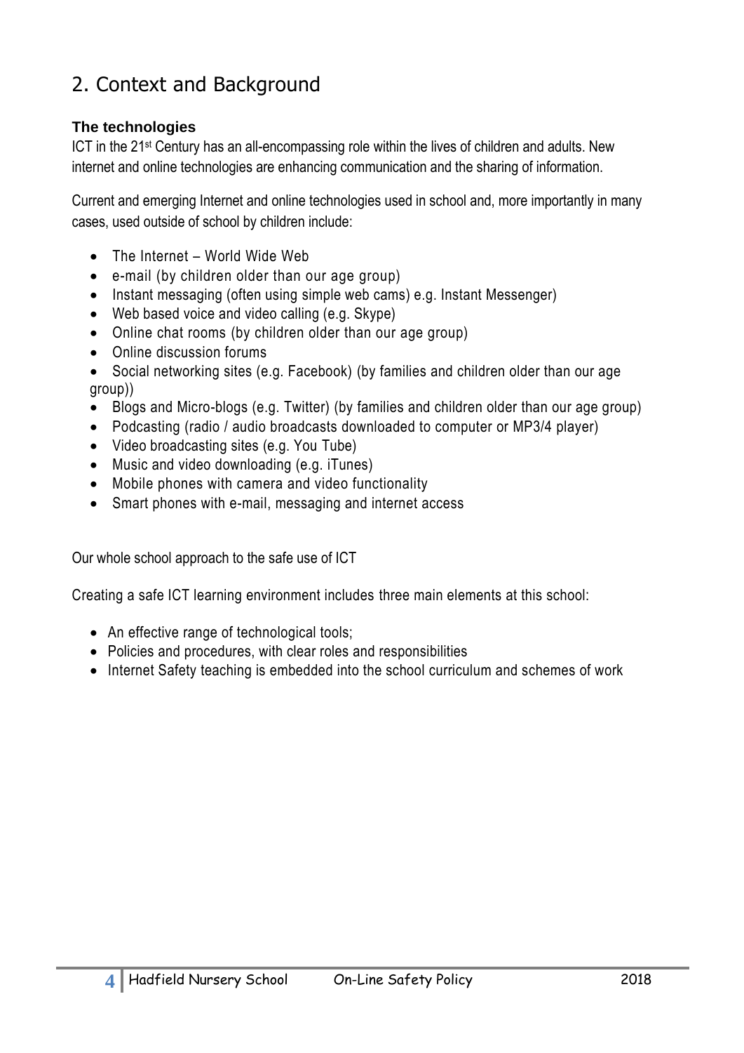## 2. Context and Background

**The technologies**

ICT in the 21st Century has an all-encompassing role within the lives of children and adults. New internet and online technologies are enhancing communication and the sharing of information.

Current and emerging Internet and online technologies used in school and, more importantly in many cases, used outside of school by children include:

- The Internet – World Wide Web
- e-mail (by children older than our age group)
- Instant messaging (often using simple web cams) e.g. Instant Messenger)
- Web based voice and video calling (e.g. Skype)
- Online chat rooms (by children older than our age group)
- Online discussion forums
- Social networking sites (e.g. Facebook) (by families and children older than our age group))
- Blogs and Micro-blogs (e.g. Twitter) (by families and children older than our age group)
- Podcasting (radio / audio broadcasts downloaded to computer or MP3/4 player)
- Video broadcasting sites (e.g. You Tube)
- Music and video downloading (e.g. iTunes)
- Mobile phones with camera and video functionality
- Smart phones with e-mail, messaging and internet access

Our whole school approach to the safe use of ICT

Creating a safe ICT learning environment includes three main elements at this school:

- An effective range of technological tools;
- Policies and procedures, with clear roles and responsibilities
- Internet Safety teaching is embedded into the school curriculum and schemes of work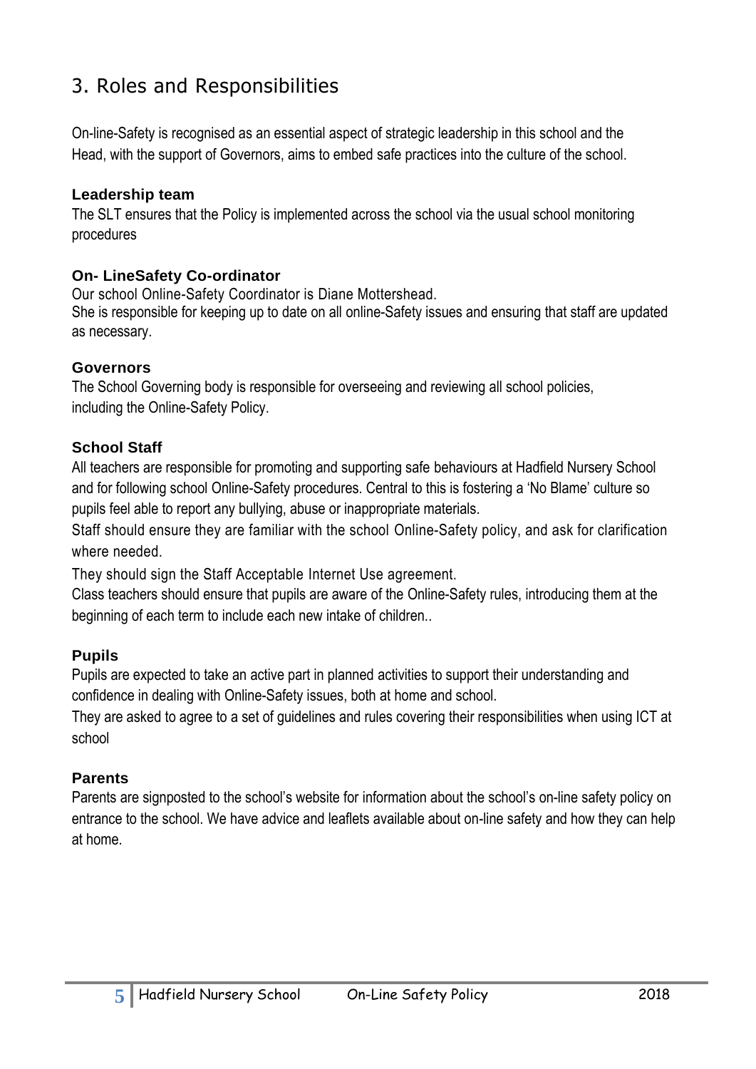## 3. Roles and Responsibilities

On-line-Safety is recognised as an essential aspect of strategic leadership in this school and the Head, with the support of Governors, aims to embed safe practices into the culture of the school.

### Leadership team

The SLT ensures that the Policy is implemented across the school via the usual school monitoring procedures

### On- LineSafety Co-ordinator

Our school Online-Safety Coordinator is Diane Mottershead.
She is responsible for keeping up to date on all online-Safety issues and ensuring that staff are updated as necessary.

### Governors

The School Governing body is responsible for overseeing and reviewing all school policies, including the Online-Safety Policy.

### School Staff

All teachers are responsible for promoting and supporting safe behaviours at Hadfield Nursery School and for following school Online-Safety procedures. Central to this is fostering a 'No Blame' culture so pupils feel able to report any bullying, abuse or inappropriate materials.
Staff should ensure they are familiar with the school Online-Safety policy, and ask for clarification where needed.
They should sign the Staff Acceptable Internet Use agreement.
Class teachers should ensure that pupils are aware of the Online-Safety rules, introducing them at the beginning of each term to include each new intake of children..

### Pupils

Pupils are expected to take an active part in planned activities to support their understanding and confidence in dealing with Online-Safety issues, both at home and school.
They are asked to agree to a set of guidelines and rules covering their responsibilities when using ICT at school

### Parents

Parents are signposted to the school's website for information about the school's on-line safety policy on entrance to the school. We have advice and leaflets available about on-line safety and how they can help at home.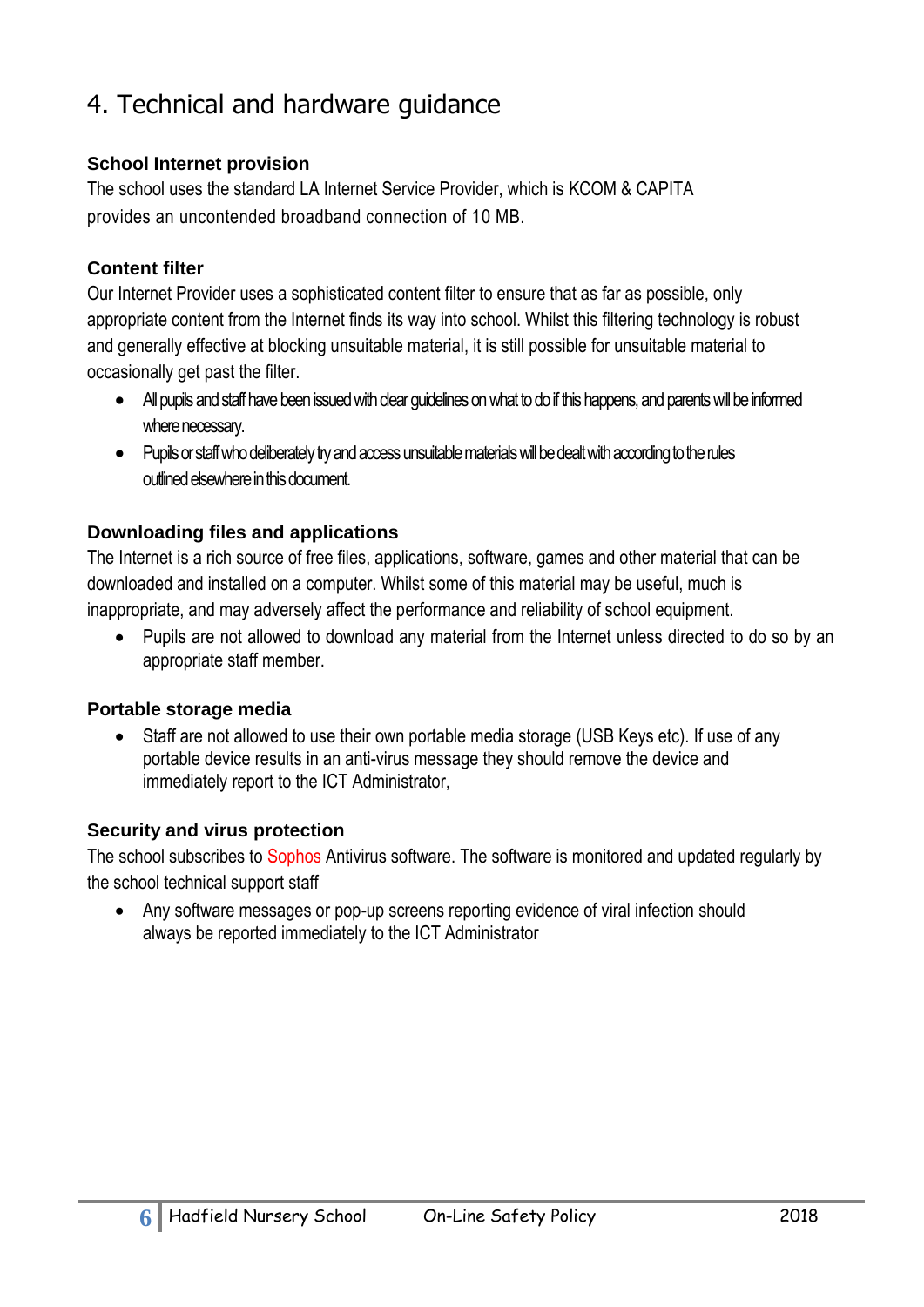# 4. Technical and hardware guidance

### School Internet provision

The school uses the standard LA Internet Service Provider, which is KCOM & CAPITA provides an uncontended broadband connection of 10 MB.

### Content filter

Our Internet Provider uses a sophisticated content filter to ensure that as far as possible, only appropriate content from the Internet finds its way into school. Whilst this filtering technology is robust and generally effective at blocking unsuitable material, it is still possible for unsuitable material to occasionally get past the filter.

- All pupils and staff have been issued with clear guidelines on what to do if this happens, and parents will be informed where necessary.
- Pupils or staff who deliberately try and access unsuitable materials will be dealt with according to the rules outlined elsewhere in this document.

### Downloading files and applications

The Internet is a rich source of free files, applications, software, games and other material that can be downloaded and installed on a computer. Whilst some of this material may be useful, much is inappropriate, and may adversely affect the performance and reliability of school equipment.

- Pupils are not allowed to download any material from the Internet unless directed to do so by an appropriate staff member.

### Portable storage media

- Staff are not allowed to use their own portable media storage (USB Keys etc). If use of any portable device results in an anti-virus message they should remove the device and immediately report to the ICT Administrator,

### Security and virus protection

The school subscribes to Sophos Antivirus software. The software is monitored and updated regularly by the school technical support staff

- Any software messages or pop-up screens reporting evidence of viral infection should always be reported immediately to the ICT Administrator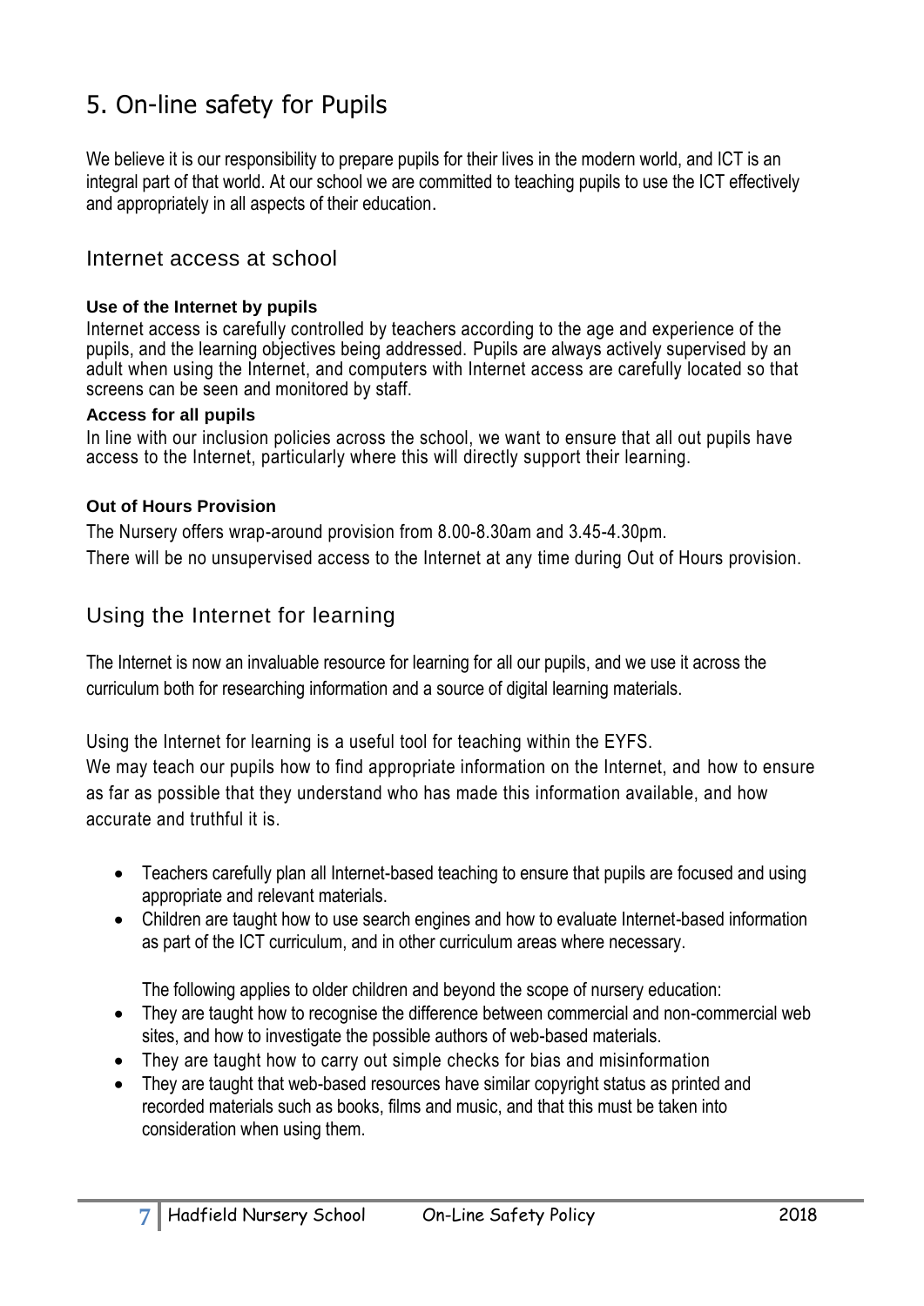# 5. On-line safety for Pupils

We believe it is our responsibility to prepare pupils for their lives in the modern world, and ICT is an integral part of that world. At our school we are committed to teaching pupils to use the ICT effectively and appropriately in all aspects of their education.

## Internet access at school

**Use of the Internet by pupils**

Internet access is carefully controlled by teachers according to the age and experience of the pupils, and the learning objectives being addressed. Pupils are always actively supervised by an adult when using the Internet, and computers with Internet access are carefully located so that screens can be seen and monitored by staff.

**Access for all pupils**

In line with our inclusion policies across the school, we want to ensure that all out pupils have access to the Internet, particularly where this will directly support their learning.

**Out of Hours Provision**

The Nursery offers wrap-around provision from 8.00-8.30am and 3.45-4.30pm.

There will be no unsupervised access to the Internet at any time during Out of Hours provision.

## Using the Internet for learning

The Internet is now an invaluable resource for learning for all our pupils, and we use it across the curriculum both for researching information and a source of digital learning materials.

Using the Internet for learning is a useful tool for teaching within the EYFS.

We may teach our pupils how to find appropriate information on the Internet, and how to ensure as far as possible that they understand who has made this information available, and how accurate and truthful it is.

- Teachers carefully plan all Internet-based teaching to ensure that pupils are focused and using appropriate and relevant materials.
- Children are taught how to use search engines and how to evaluate Internet-based information as part of the ICT curriculum, and in other curriculum areas where necessary.

  The following applies to older children and beyond the scope of nursery education:
- They are taught how to recognise the difference between commercial and non-commercial web sites, and how to investigate the possible authors of web-based materials.
- They are taught how to carry out simple checks for bias and misinformation
- They are taught that web-based resources have similar copyright status as printed and recorded materials such as books, films and music, and that this must be taken into consideration when using them.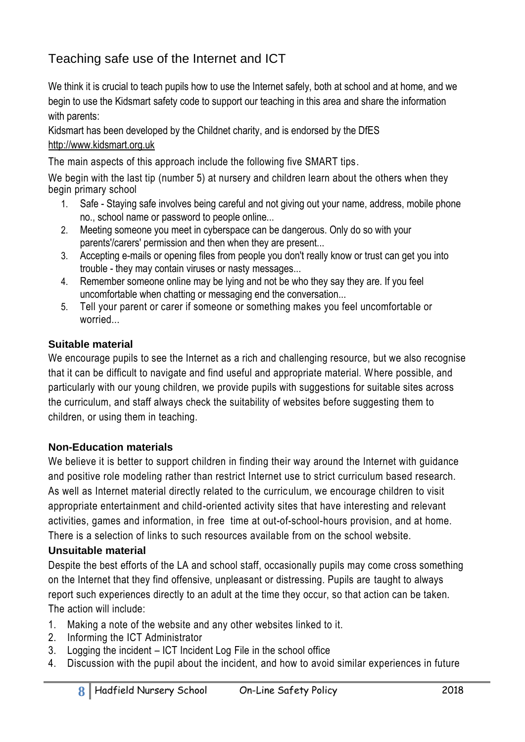## Teaching safe use of the Internet and ICT

We think it is crucial to teach pupils how to use the Internet safely, both at school and at home, and we begin to use the Kidsmart safety code to support our teaching in this area and share the information with parents:

Kidsmart has been developed by the Childnet charity, and is endorsed by the DfES
http://www.kidsmart.org.uk

The main aspects of this approach include the following five SMART tips.

We begin with the last tip (number 5) at nursery and children learn about the others when they begin primary school

1. Safe - Staying safe involves being careful and not giving out your name, address, mobile phone no., school name or password to people online...
2. Meeting someone you meet in cyberspace can be dangerous. Only do so with your parents'/carers' permission and then when they are present...
3. Accepting e-mails or opening files from people you don't really know or trust can get you into trouble - they may contain viruses or nasty messages...
4. Remember someone online may be lying and not be who they say they are. If you feel uncomfortable when chatting or messaging end the conversation...
5. Tell your parent or carer if someone or something makes you feel uncomfortable or worried...

### Suitable material

We encourage pupils to see the Internet as a rich and challenging resource, but we also recognise that it can be difficult to navigate and find useful and appropriate material. Where possible, and particularly with our young children, we provide pupils with suggestions for suitable sites across the curriculum, and staff always check the suitability of websites before suggesting them to children, or using them in teaching.

### Non-Education materials

We believe it is better to support children in finding their way around the Internet with guidance and positive role modeling rather than restrict Internet use to strict curriculum based research. As well as Internet material directly related to the curriculum, we encourage children to visit appropriate entertainment and child-oriented activity sites that have interesting and relevant activities, games and information, in free time at out-of-school-hours provision, and at home. There is a selection of links to such resources available from on the school website.

### Unsuitable material

Despite the best efforts of the LA and school staff, occasionally pupils may come cross something on the Internet that they find offensive, unpleasant or distressing. Pupils are taught to always report such experiences directly to an adult at the time they occur, so that action can be taken. The action will include:

1. Making a note of the website and any other websites linked to it.
2. Informing the ICT Administrator
3. Logging the incident – ICT Incident Log File in the school office
4. Discussion with the pupil about the incident, and how to avoid similar experiences in future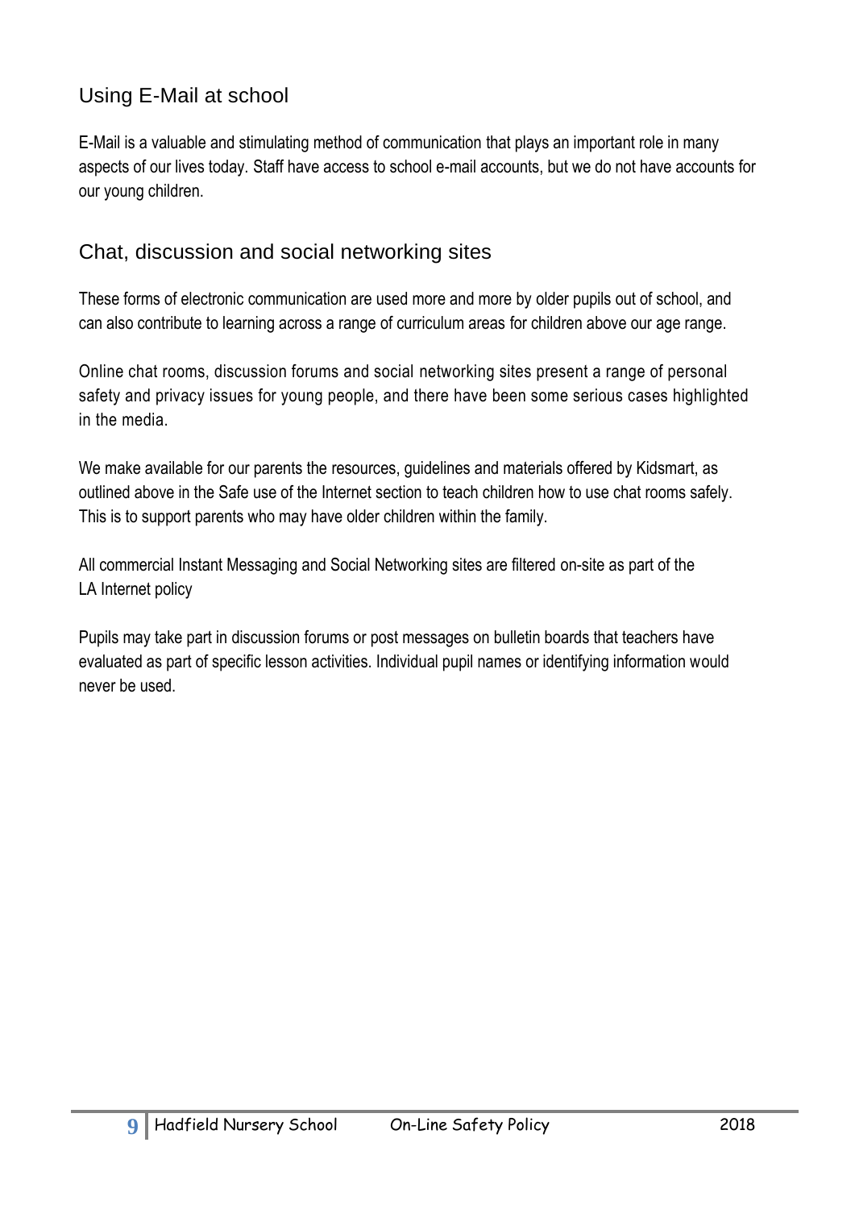## Using E-Mail at school

E-Mail is a valuable and stimulating method of communication that plays an important role in many aspects of our lives today. Staff have access to school e-mail accounts, but we do not have accounts for our young children.

## Chat, discussion and social networking sites

These forms of electronic communication are used more and more by older pupils out of school, and can also contribute to learning across a range of curriculum areas for children above our age range.

Online chat rooms, discussion forums and social networking sites present a range of personal safety and privacy issues for young people, and there have been some serious cases highlighted in the media.

We make available for our parents the resources, guidelines and materials offered by Kidsmart, as outlined above in the Safe use of the Internet section to teach children how to use chat rooms safely. This is to support parents who may have older children within the family.

All commercial Instant Messaging and Social Networking sites are filtered on-site as part of the LA Internet policy

Pupils may take part in discussion forums or post messages on bulletin boards that teachers have evaluated as part of specific lesson activities. Individual pupil names or identifying information would never be used.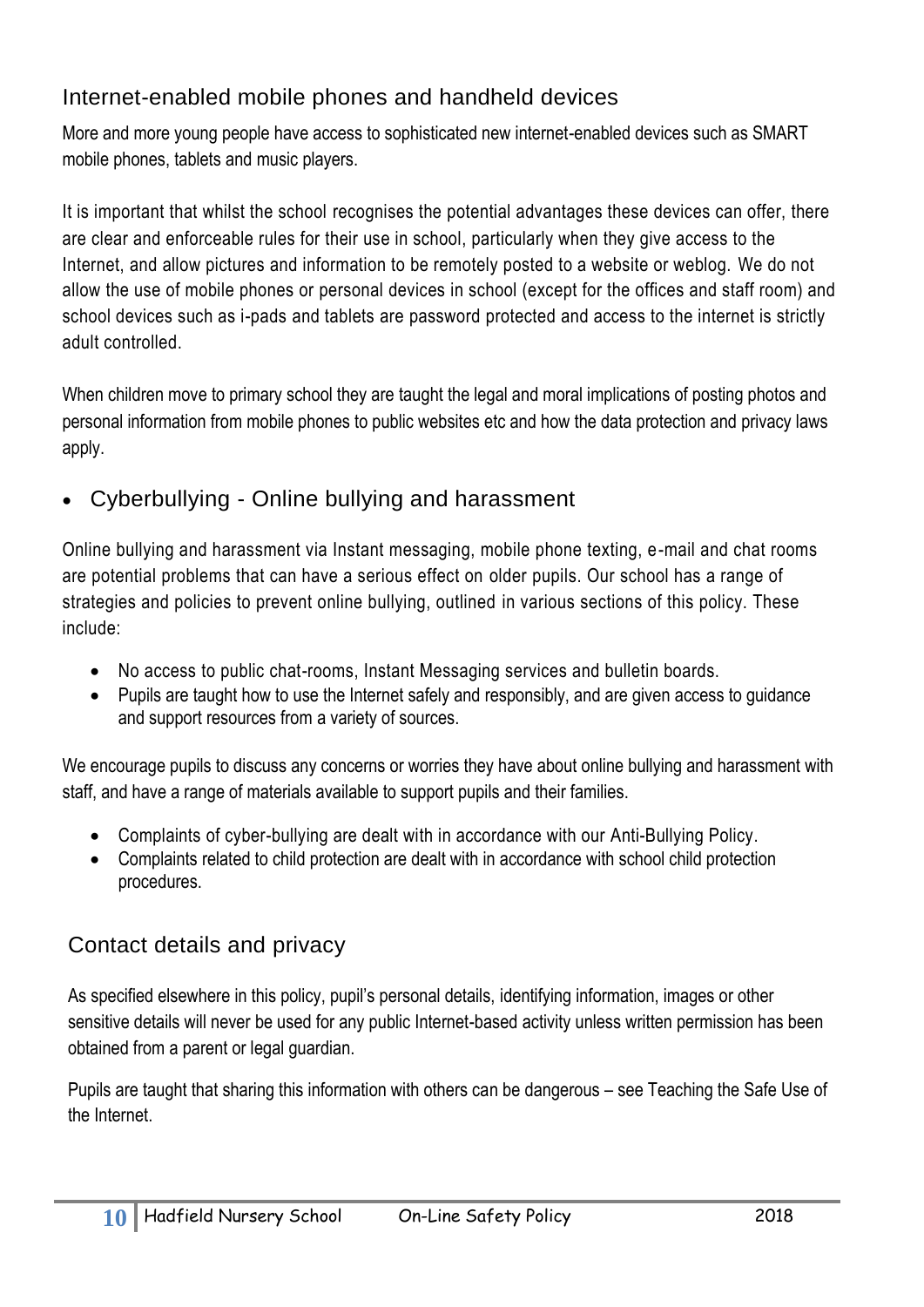## Internet-enabled mobile phones and handheld devices

More and more young people have access to sophisticated new internet-enabled devices such as SMART mobile phones, tablets and music players.

It is important that whilst the school recognises the potential advantages these devices can offer, there are clear and enforceable rules for their use in school, particularly when they give access to the Internet, and allow pictures and information to be remotely posted to a website or weblog. We do not allow the use of mobile phones or personal devices in school (except for the offices and staff room) and school devices such as i-pads and tablets are password protected and access to the internet is strictly adult controlled.

When children move to primary school they are taught the legal and moral implications of posting photos and personal information from mobile phones to public websites etc and how the data protection and privacy laws apply.

- ## Cyberbullying - Online bullying and harassment

Online bullying and harassment via Instant messaging, mobile phone texting, e-mail and chat rooms are potential problems that can have a serious effect on older pupils. Our school has a range of strategies and policies to prevent online bullying, outlined in various sections of this policy. These include:

- No access to public chat-rooms, Instant Messaging services and bulletin boards.
- Pupils are taught how to use the Internet safely and responsibly, and are given access to guidance and support resources from a variety of sources.

We encourage pupils to discuss any concerns or worries they have about online bullying and harassment with staff, and have a range of materials available to support pupils and their families.

- Complaints of cyber-bullying are dealt with in accordance with our Anti-Bullying Policy.
- Complaints related to child protection are dealt with in accordance with school child protection procedures.

## Contact details and privacy

As specified elsewhere in this policy, pupil's personal details, identifying information, images or other sensitive details will never be used for any public Internet-based activity unless written permission has been obtained from a parent or legal guardian.

Pupils are taught that sharing this information with others can be dangerous – see Teaching the Safe Use of the Internet.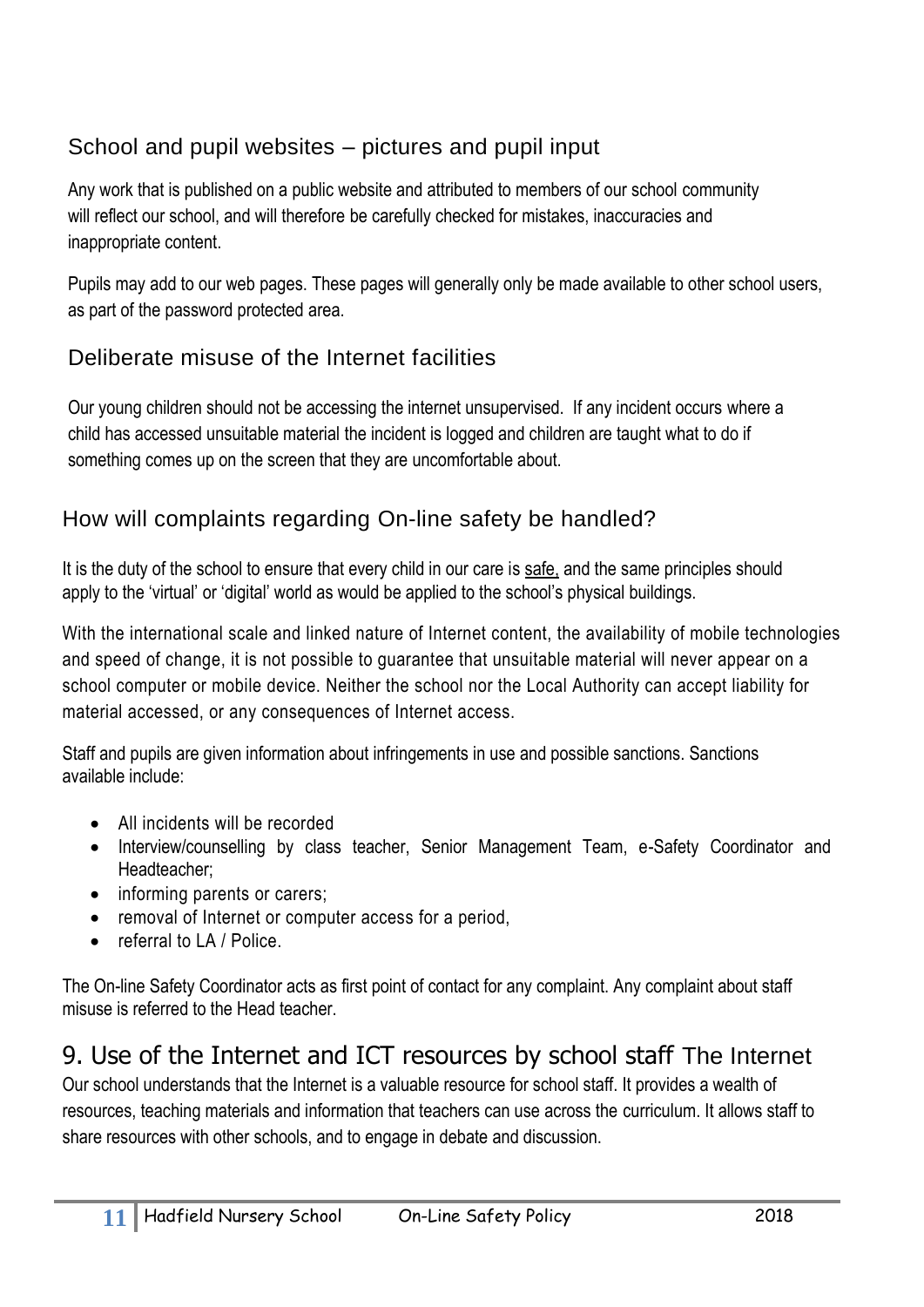### School and pupil websites – pictures and pupil input

Any work that is published on a public website and attributed to members of our school community will reflect our school, and will therefore be carefully checked for mistakes, inaccuracies and inappropriate content.

Pupils may add to our web pages. These pages will generally only be made available to other school users, as part of the password protected area.

### Deliberate misuse of the Internet facilities

Our young children should not be accessing the internet unsupervised. If any incident occurs where a child has accessed unsuitable material the incident is logged and children are taught what to do if something comes up on the screen that they are uncomfortable about.

### How will complaints regarding On-line safety be handled?

It is the duty of the school to ensure that every child in our care is safe, and the same principles should apply to the 'virtual' or 'digital' world as would be applied to the school's physical buildings.

With the international scale and linked nature of Internet content, the availability of mobile technologies and speed of change, it is not possible to guarantee that unsuitable material will never appear on a school computer or mobile device. Neither the school nor the Local Authority can accept liability for material accessed, or any consequences of Internet access.

Staff and pupils are given information about infringements in use and possible sanctions. Sanctions available include:

- All incidents will be recorded
- Interview/counselling by class teacher, Senior Management Team, e-Safety Coordinator and Headteacher;
- informing parents or carers;
- removal of Internet or computer access for a period,
- referral to LA / Police.

The On-line Safety Coordinator acts as first point of contact for any complaint. Any complaint about staff misuse is referred to the Head teacher.

## 9. Use of the Internet and ICT resources by school staff The Internet

Our school understands that the Internet is a valuable resource for school staff. It provides a wealth of resources, teaching materials and information that teachers can use across the curriculum. It allows staff to share resources with other schools, and to engage in debate and discussion.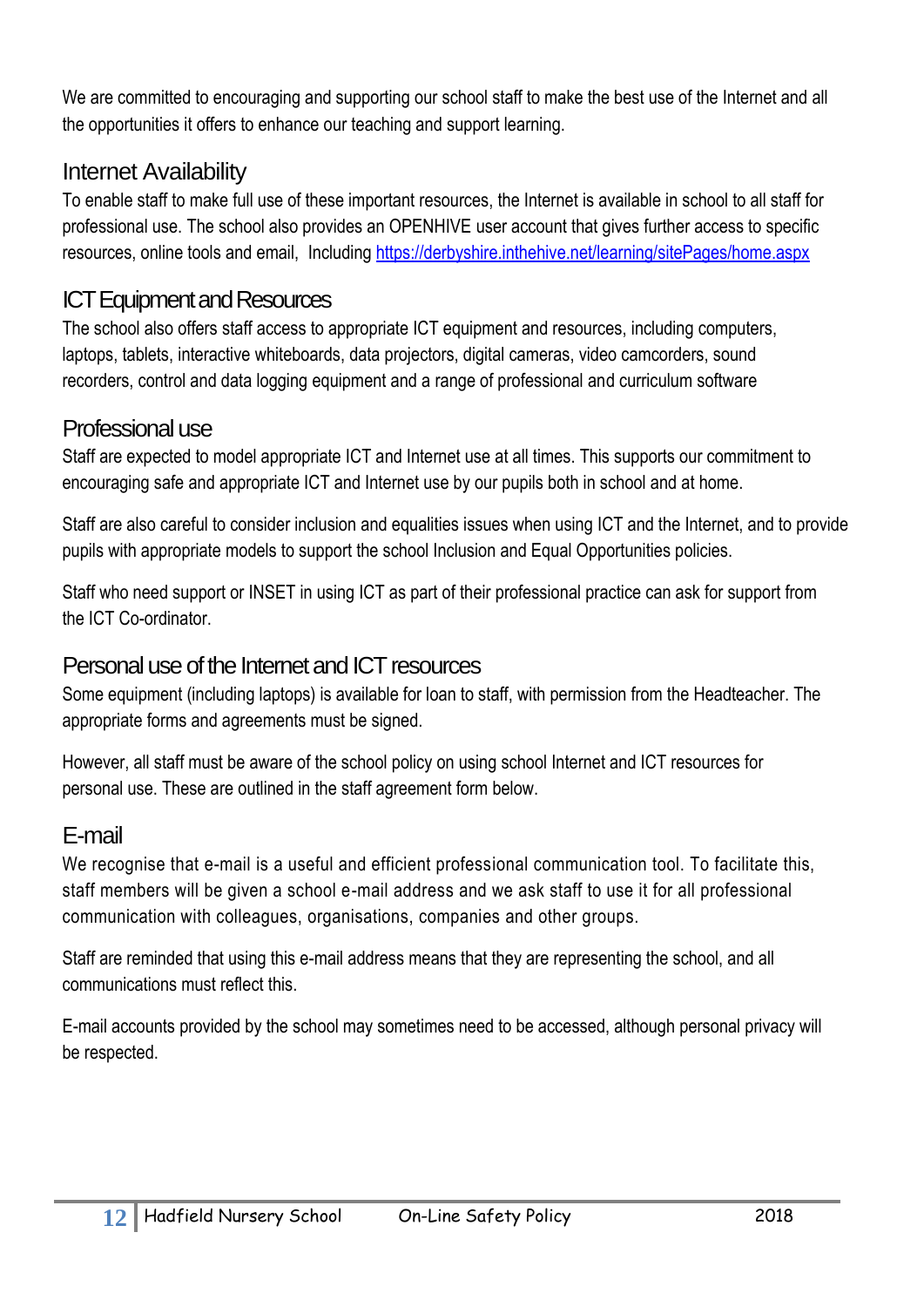We are committed to encouraging and supporting our school staff to make the best use of the Internet and all the opportunities it offers to enhance our teaching and support learning.

## Internet Availability

To enable staff to make full use of these important resources, the Internet is available in school to all staff for professional use. The school also provides an OPENHIVE user account that gives further access to specific resources, online tools and email, Including https://derbyshire.inthehive.net/learning/sitePages/home.aspx

## ICT Equipment and Resources

The school also offers staff access to appropriate ICT equipment and resources, including computers, laptops, tablets, interactive whiteboards, data projectors, digital cameras, video camcorders, sound recorders, control and data logging equipment and a range of professional and curriculum software

## Professional use

Staff are expected to model appropriate ICT and Internet use at all times. This supports our commitment to encouraging safe and appropriate ICT and Internet use by our pupils both in school and at home.

Staff are also careful to consider inclusion and equalities issues when using ICT and the Internet, and to provide pupils with appropriate models to support the school Inclusion and Equal Opportunities policies.

Staff who need support or INSET in using ICT as part of their professional practice can ask for support from the ICT Co-ordinator.

## Personal use of the Internet and ICT resources

Some equipment (including laptops) is available for loan to staff, with permission from the Headteacher. The appropriate forms and agreements must be signed.

However, all staff must be aware of the school policy on using school Internet and ICT resources for personal use. These are outlined in the staff agreement form below.

## E-mail

We recognise that e-mail is a useful and efficient professional communication tool. To facilitate this, staff members will be given a school e-mail address and we ask staff to use it for all professional communication with colleagues, organisations, companies and other groups.

Staff are reminded that using this e-mail address means that they are representing the school, and all communications must reflect this.

E-mail accounts provided by the school may sometimes need to be accessed, although personal privacy will be respected.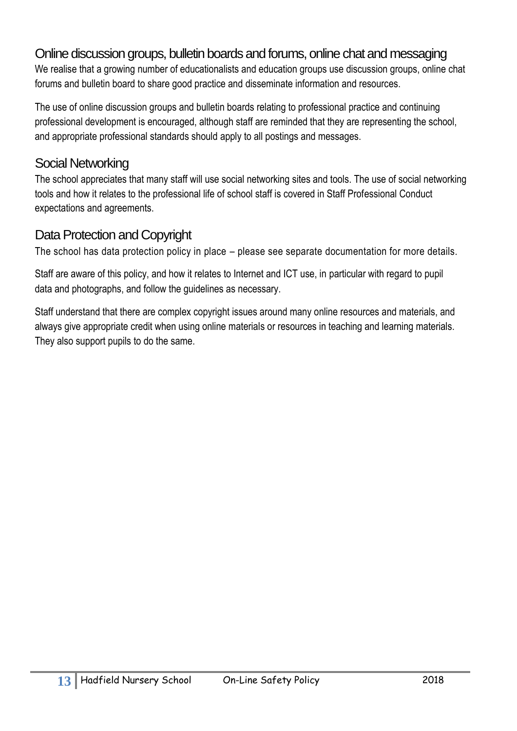## Online discussion groups, bulletin boards and forums, online chat and messaging

We realise that a growing number of educationalists and education groups use discussion groups, online chat forums and bulletin board to share good practice and disseminate information and resources.

The use of online discussion groups and bulletin boards relating to professional practice and continuing professional development is encouraged, although staff are reminded that they are representing the school, and appropriate professional standards should apply to all postings and messages.

## Social Networking

The school appreciates that many staff will use social networking sites and tools. The use of social networking tools and how it relates to the professional life of school staff is covered in Staff Professional Conduct expectations and agreements.

## Data Protection and Copyright

The school has data protection policy in place – please see separate documentation for more details.

Staff are aware of this policy, and how it relates to Internet and ICT use, in particular with regard to pupil data and photographs, and follow the guidelines as necessary.

Staff understand that there are complex copyright issues around many online resources and materials, and always give appropriate credit when using online materials or resources in teaching and learning materials. They also support pupils to do the same.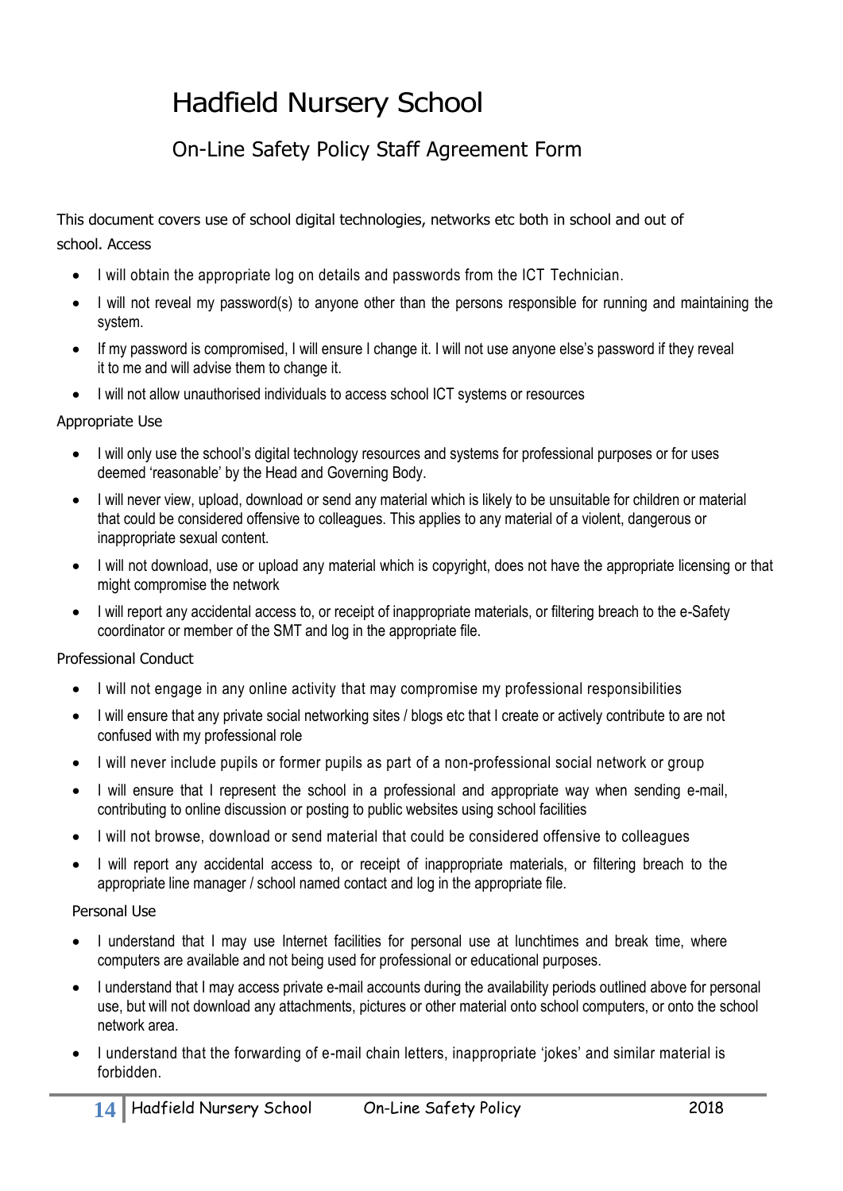# Hadfield Nursery School

## On-Line Safety Policy Staff Agreement Form

This document covers use of school digital technologies, networks etc both in school and out of school. Access

- I will obtain the appropriate log on details and passwords from the ICT Technician.
- I will not reveal my password(s) to anyone other than the persons responsible for running and maintaining the system.
- If my password is compromised, I will ensure I change it. I will not use anyone else's password if they reveal it to me and will advise them to change it.
- I will not allow unauthorised individuals to access school ICT systems or resources

Appropriate Use

- I will only use the school's digital technology resources and systems for professional purposes or for uses deemed 'reasonable' by the Head and Governing Body.
- I will never view, upload, download or send any material which is likely to be unsuitable for children or material that could be considered offensive to colleagues. This applies to any material of a violent, dangerous or inappropriate sexual content.
- I will not download, use or upload any material which is copyright, does not have the appropriate licensing or that might compromise the network
- I will report any accidental access to, or receipt of inappropriate materials, or filtering breach to the e-Safety coordinator or member of the SMT and log in the appropriate file.

Professional Conduct

- I will not engage in any online activity that may compromise my professional responsibilities
- I will ensure that any private social networking sites / blogs etc that I create or actively contribute to are not confused with my professional role
- I will never include pupils or former pupils as part of a non-professional social network or group
- I will ensure that I represent the school in a professional and appropriate way when sending e-mail, contributing to online discussion or posting to public websites using school facilities
- I will not browse, download or send material that could be considered offensive to colleagues
- I will report any accidental access to, or receipt of inappropriate materials, or filtering breach to the appropriate line manager / school named contact and log in the appropriate file.

Personal Use

- I understand that I may use Internet facilities for personal use at lunchtimes and break time, where computers are available and not being used for professional or educational purposes.
- I understand that I may access private e-mail accounts during the availability periods outlined above for personal use, but will not download any attachments, pictures or other material onto school computers, or onto the school network area.
- I understand that the forwarding of e-mail chain letters, inappropriate 'jokes' and similar material is forbidden.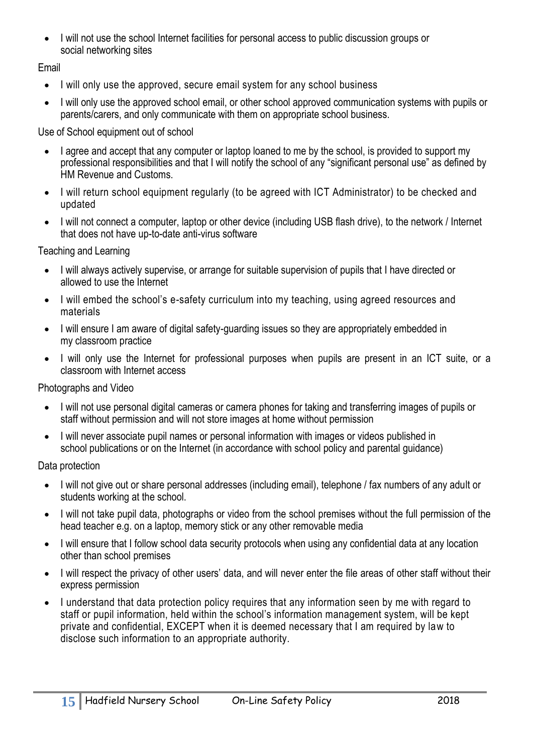- I will not use the school Internet facilities for personal access to public discussion groups or social networking sites

Email

- I will only use the approved, secure email system for any school business
- I will only use the approved school email, or other school approved communication systems with pupils or parents/carers, and only communicate with them on appropriate school business.

Use of School equipment out of school

- I agree and accept that any computer or laptop loaned to me by the school, is provided to support my professional responsibilities and that I will notify the school of any "significant personal use" as defined by HM Revenue and Customs.
- I will return school equipment regularly (to be agreed with ICT Administrator) to be checked and updated
- I will not connect a computer, laptop or other device (including USB flash drive), to the network / Internet that does not have up-to-date anti-virus software

Teaching and Learning

- I will always actively supervise, or arrange for suitable supervision of pupils that I have directed or allowed to use the Internet
- I will embed the school's e-safety curriculum into my teaching, using agreed resources and materials
- I will ensure I am aware of digital safety-guarding issues so they are appropriately embedded in my classroom practice
- I will only use the Internet for professional purposes when pupils are present in an ICT suite, or a classroom with Internet access

Photographs and Video

- I will not use personal digital cameras or camera phones for taking and transferring images of pupils or staff without permission and will not store images at home without permission
- I will never associate pupil names or personal information with images or videos published in school publications or on the Internet (in accordance with school policy and parental guidance)

Data protection

- I will not give out or share personal addresses (including email), telephone / fax numbers of any adult or students working at the school.
- I will not take pupil data, photographs or video from the school premises without the full permission of the head teacher e.g. on a laptop, memory stick or any other removable media
- I will ensure that I follow school data security protocols when using any confidential data at any location other than school premises
- I will respect the privacy of other users' data, and will never enter the file areas of other staff without their express permission
- I understand that data protection policy requires that any information seen by me with regard to staff or pupil information, held within the school's information management system, will be kept private and confidential, EXCEPT when it is deemed necessary that I am required by law to disclose such information to an appropriate authority.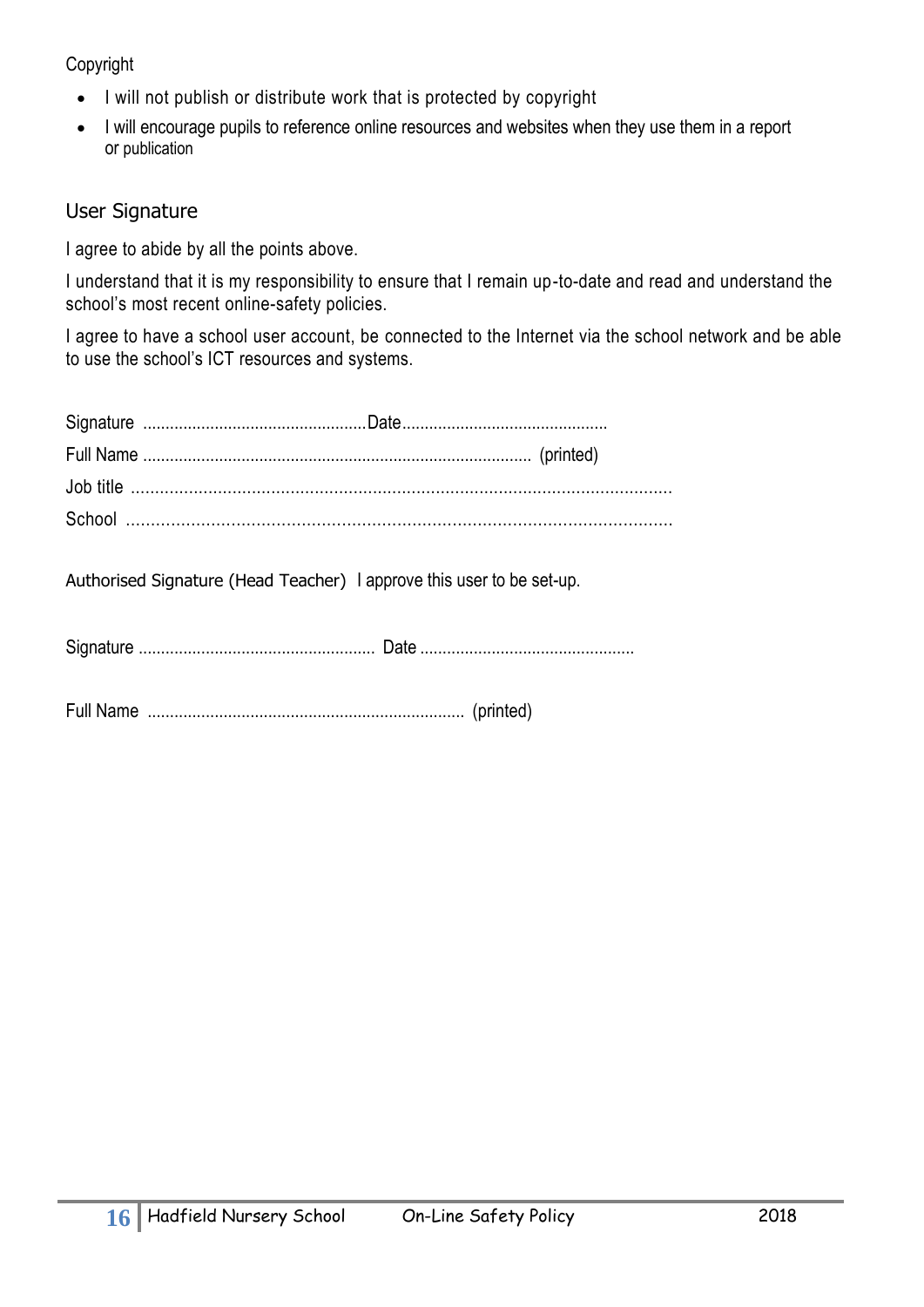Copyright

- I will not publish or distribute work that is protected by copyright
- I will encourage pupils to reference online resources and websites when they use them in a report or publication

## User Signature

I agree to abide by all the points above.

I understand that it is my responsibility to ensure that I remain up-to-date and read and understand the school's most recent online-safety policies.

I agree to have a school user account, be connected to the Internet via the school network and be able to use the school's ICT resources and systems.

Signature ..................................................Date.............................................

Full Name ...................................................................................... (printed)

Job title ...............................................................................................................

School ..............................................................................................................

Authorised Signature (Head Teacher) I approve this user to be set-up.

Signature .................................................... Date ................................................

Full Name ...................................................................... (printed)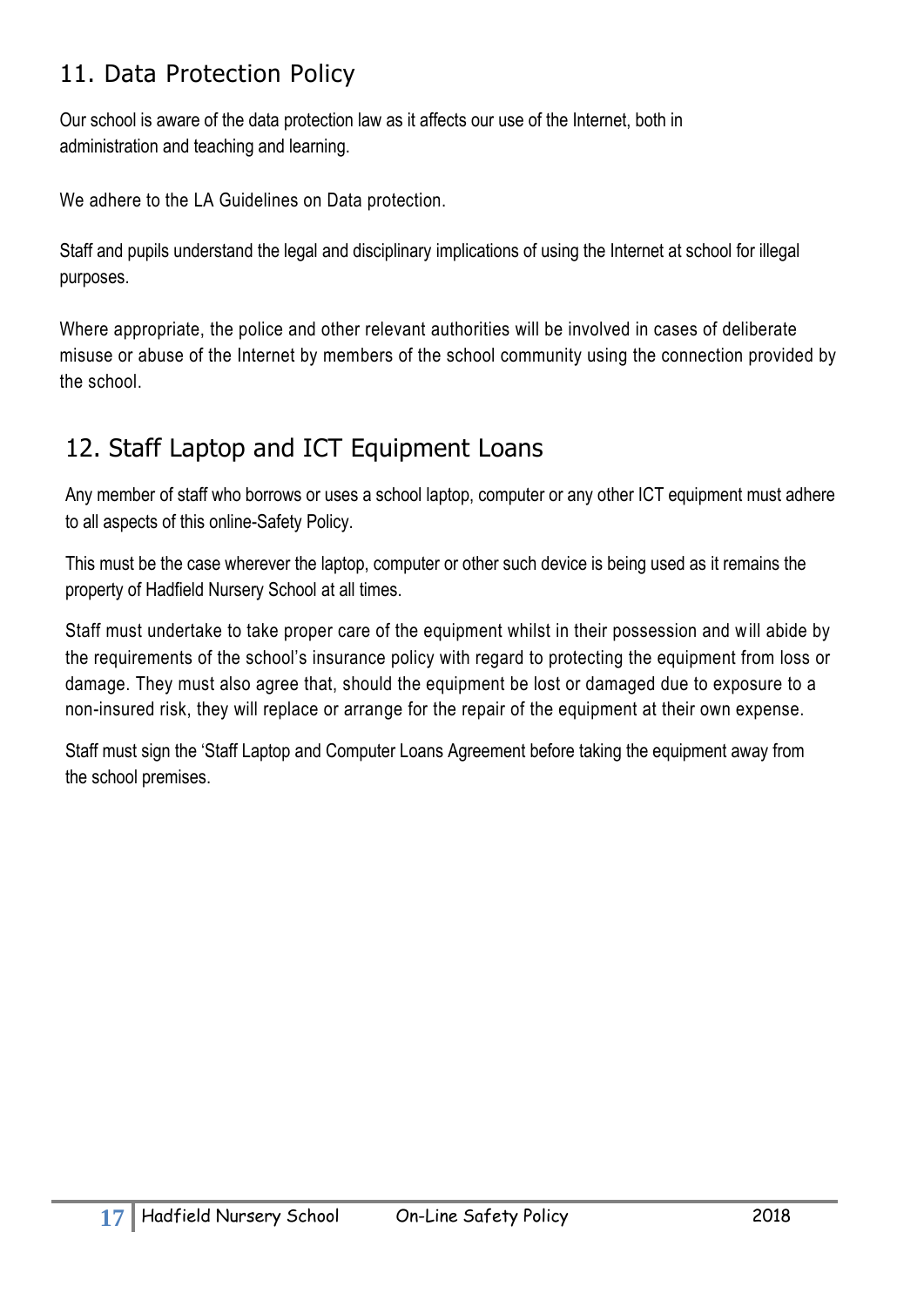## 11. Data Protection Policy

Our school is aware of the data protection law as it affects our use of the Internet, both in administration and teaching and learning.

We adhere to the LA Guidelines on Data protection.

Staff and pupils understand the legal and disciplinary implications of using the Internet at school for illegal purposes.

Where appropriate, the police and other relevant authorities will be involved in cases of deliberate misuse or abuse of the Internet by members of the school community using the connection provided by the school.

## 12. Staff Laptop and ICT Equipment Loans

Any member of staff who borrows or uses a school laptop, computer or any other ICT equipment must adhere to all aspects of this online-Safety Policy.

This must be the case wherever the laptop, computer or other such device is being used as it remains the property of Hadfield Nursery School at all times.

Staff must undertake to take proper care of the equipment whilst in their possession and will abide by the requirements of the school's insurance policy with regard to protecting the equipment from loss or damage. They must also agree that, should the equipment be lost or damaged due to exposure to a non-insured risk, they will replace or arrange for the repair of the equipment at their own expense.

Staff must sign the 'Staff Laptop and Computer Loans Agreement before taking the equipment away from the school premises.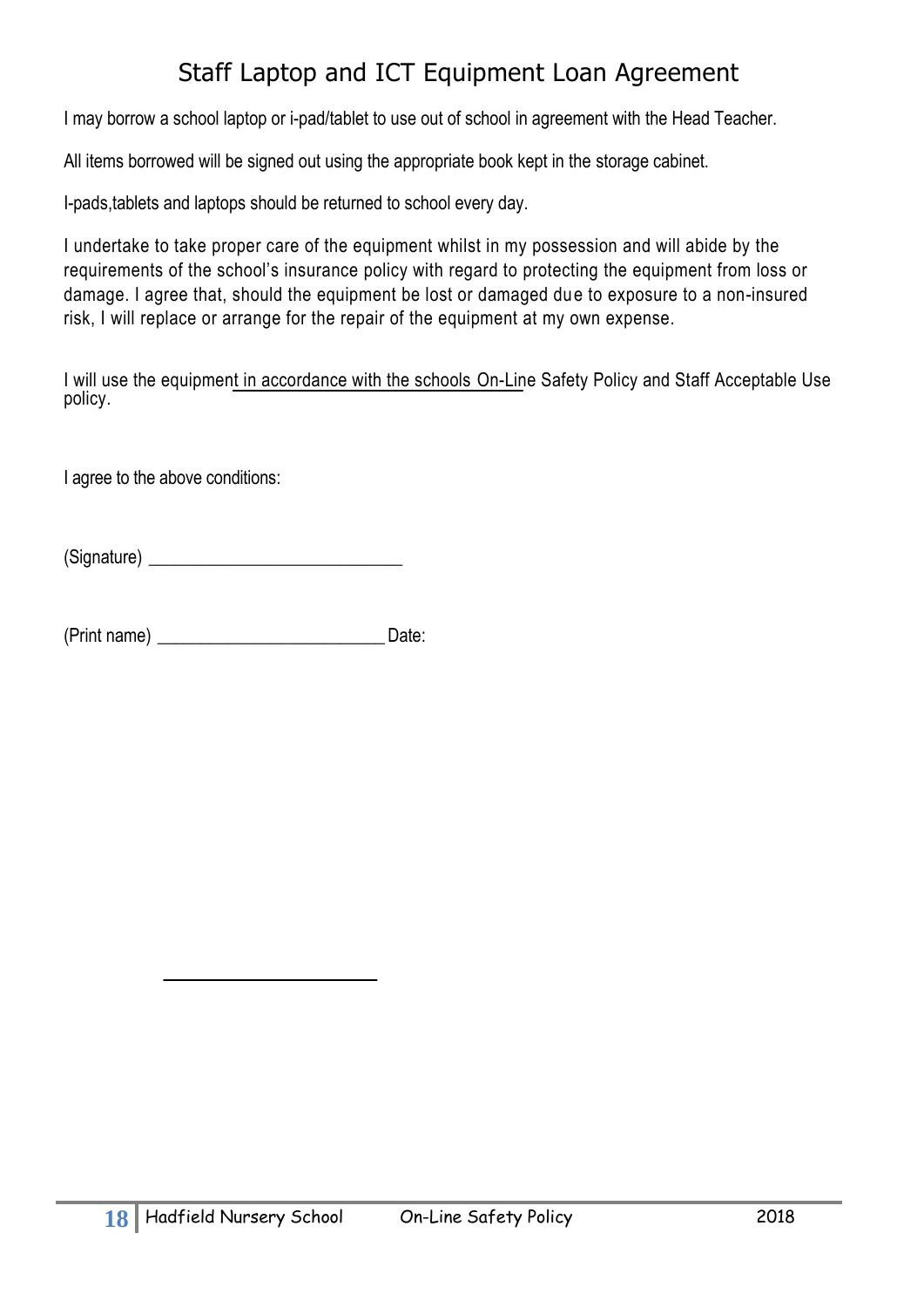# Staff Laptop and ICT Equipment Loan Agreement

I may borrow a school laptop or i-pad/tablet to use out of school in agreement with the Head Teacher.

All items borrowed will be signed out using the appropriate book kept in the storage cabinet.

I-pads,tablets and laptops should be returned to school every day.

I undertake to take proper care of the equipment whilst in my possession and will abide by the requirements of the school's insurance policy with regard to protecting the equipment from loss or damage. I agree that, should the equipment be lost or damaged due to exposure to a non-insured risk, I will replace or arrange for the repair of the equipment at my own expense.

I will use the equipment in accordance with the schools On-Line Safety Policy and Staff Acceptable Use policy.

I agree to the above conditions:

(Signature) ____________________________

(Print name) ________________________ Date: